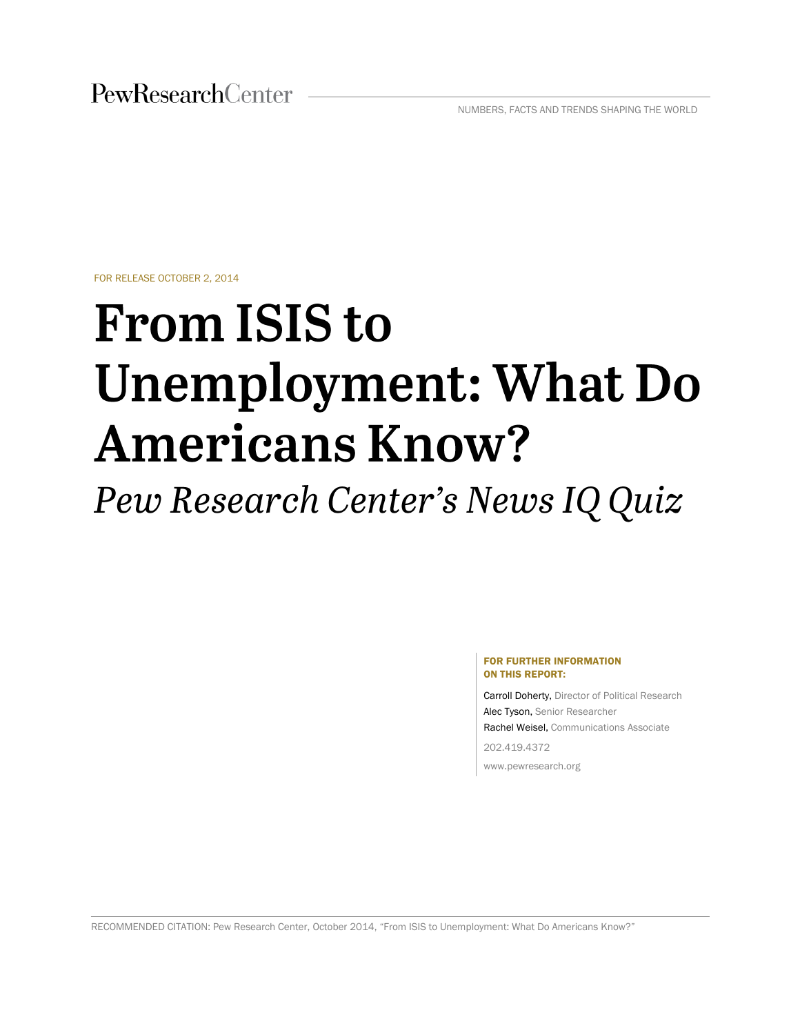PewResearchCenter

NUMBERS, FACTS AND TRENDS SHAPING THE WORLD

FOR RELEASE OCTOBER 2, 2014

# From ISIS to Unemployment: What Do Americans Know?

*Pew Research Center's News IQ Quiz*

**FOR FURTHER INFORMATION ON THIS REPORT:**

Carroll Doherty, Director of Political Research
Alec Tyson, Senior Researcher
Rachel Weisel, Communications Associate

202.419.4372

www.pewresearch.org

RECOMMENDED CITATION: Pew Research Center, October 2014, "From ISIS to Unemployment: What Do Americans Know?"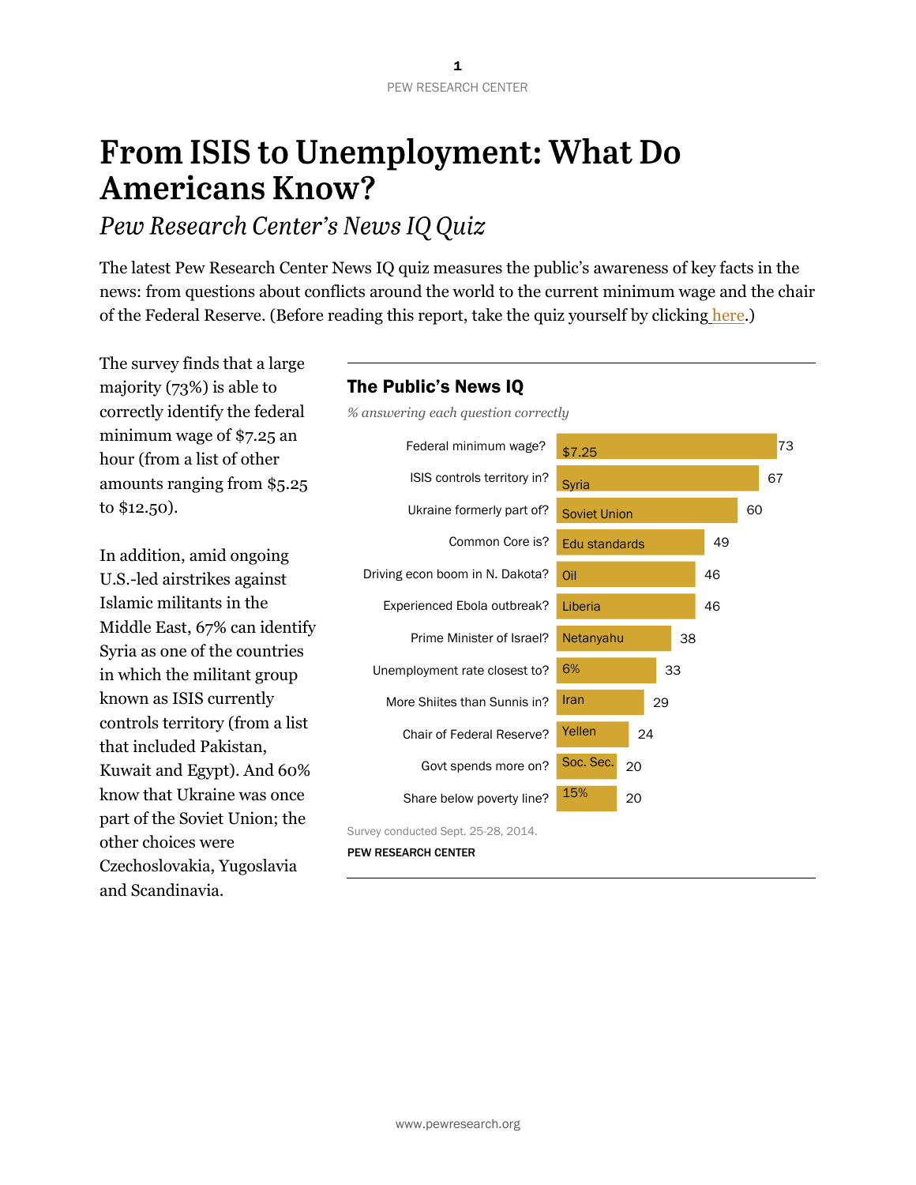# From ISIS to Unemployment: What Do Americans Know?

*Pew Research Center's News IQ Quiz*

The latest Pew Research Center News IQ quiz measures the public's awareness of key facts in the news: from questions about conflicts around the world to the current minimum wage and the chair of the Federal Reserve. (Before reading this report, take the quiz yourself by clicking here.)

The survey finds that a large majority (73%) is able to correctly identify the federal minimum wage of $7.25 an hour (from a list of other amounts ranging from $5.25 to $12.50).

In addition, amid ongoing U.S.-led airstrikes against Islamic militants in the Middle East, 67% can identify Syria as one of the countries in which the militant group known as ISIS currently controls territory (from a list that included Pakistan, Kuwait and Egypt). And 60% know that Ukraine was once part of the Soviet Union; the other choices were Czechoslovakia, Yugoslavia and Scandinavia.

**The Public's News IQ**

*% answering each question correctly*

| Question | Correct answer | % |
|---|---|---|
| Federal minimum wage? | $7.25 | 73 |
| ISIS controls territory in? | Syria | 67 |
| Ukraine formerly part of? | Soviet Union | 60 |
| Common Core is? | Edu standards | 49 |
| Driving econ boom in N. Dakota? | Oil | 46 |
| Experienced Ebola outbreak? | Liberia | 46 |
| Prime Minister of Israel? | Netanyahu | 38 |
| Unemployment rate closest to? | 6% | 33 |
| More Shiites than Sunnis in? | Iran | 29 |
| Chair of Federal Reserve? | Yellen | 24 |
| Govt spends more on? | Soc. Sec. | 20 |
| Share below poverty line? | 15% | 20 |

Survey conducted Sept. 25-28, 2014.

PEW RESEARCH CENTER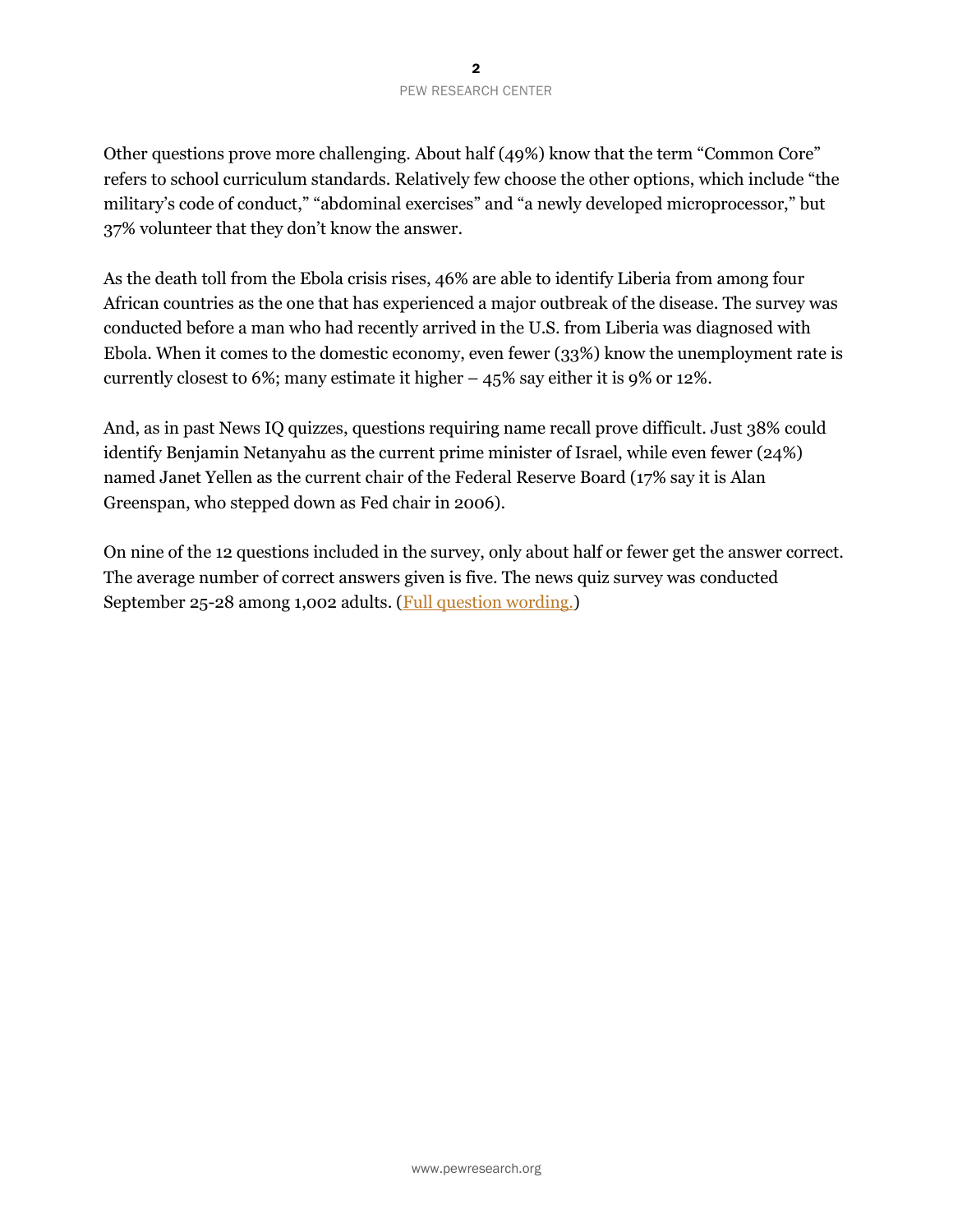Other questions prove more challenging. About half (49%) know that the term "Common Core" refers to school curriculum standards. Relatively few choose the other options, which include "the military's code of conduct," "abdominal exercises" and "a newly developed microprocessor," but 37% volunteer that they don't know the answer.

As the death toll from the Ebola crisis rises, 46% are able to identify Liberia from among four African countries as the one that has experienced a major outbreak of the disease. The survey was conducted before a man who had recently arrived in the U.S. from Liberia was diagnosed with Ebola. When it comes to the domestic economy, even fewer (33%) know the unemployment rate is currently closest to 6%; many estimate it higher – 45% say either it is 9% or 12%.

And, as in past News IQ quizzes, questions requiring name recall prove difficult. Just 38% could identify Benjamin Netanyahu as the current prime minister of Israel, while even fewer (24%) named Janet Yellen as the current chair of the Federal Reserve Board (17% say it is Alan Greenspan, who stepped down as Fed chair in 2006).

On nine of the 12 questions included in the survey, only about half or fewer get the answer correct. The average number of correct answers given is five. The news quiz survey was conducted September 25-28 among 1,002 adults. (Full question wording.)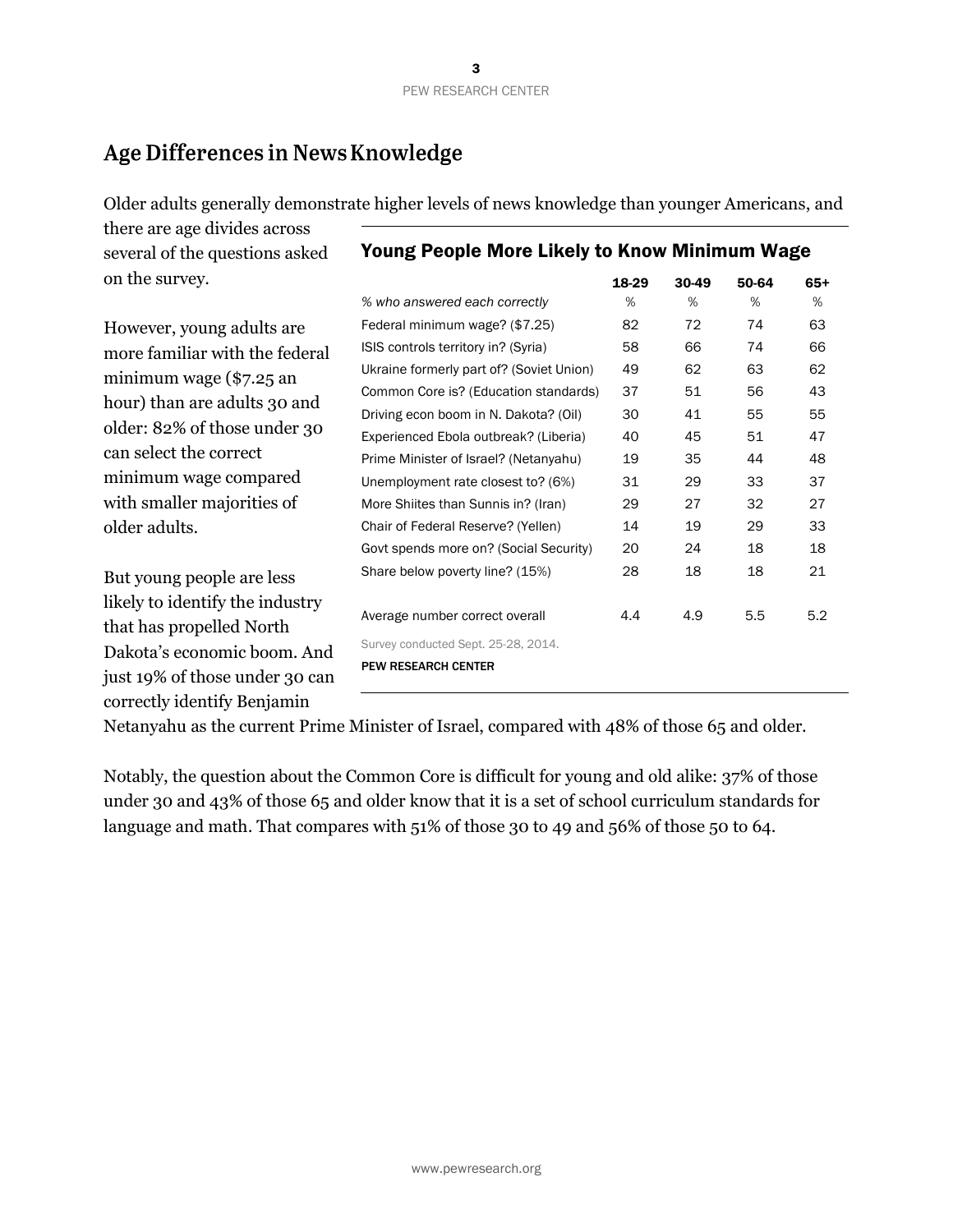## Age Differences in News Knowledge

Older adults generally demonstrate higher levels of news knowledge than younger Americans, and there are age divides across several of the questions asked on the survey.

However, young adults are more familiar with the federal minimum wage ($7.25 an hour) than are adults 30 and older: 82% of those under 30 can select the correct minimum wage compared with smaller majorities of older adults.

But young people are less likely to identify the industry that has propelled North Dakota's economic boom. And just 19% of those under 30 can correctly identify Benjamin Netanyahu as the current Prime Minister of Israel, compared with 48% of those 65 and older.

### Young People More Likely to Know Minimum Wage

| *% who answered each correctly* | 18-29 | 30-49 | 50-64 | 65+ |
|---|---|---|---|---|
| | % | % | % | % |
| Federal minimum wage? ($7.25) | 82 | 72 | 74 | 63 |
| ISIS controls territory in? (Syria) | 58 | 66 | 74 | 66 |
| Ukraine formerly part of? (Soviet Union) | 49 | 62 | 63 | 62 |
| Common Core is? (Education standards) | 37 | 51 | 56 | 43 |
| Driving econ boom in N. Dakota? (Oil) | 30 | 41 | 55 | 55 |
| Experienced Ebola outbreak? (Liberia) | 40 | 45 | 51 | 47 |
| Prime Minister of Israel? (Netanyahu) | 19 | 35 | 44 | 48 |
| Unemployment rate closest to? (6%) | 31 | 29 | 33 | 37 |
| More Shiites than Sunnis in? (Iran) | 29 | 27 | 32 | 27 |
| Chair of Federal Reserve? (Yellen) | 14 | 19 | 29 | 33 |
| Govt spends more on? (Social Security) | 20 | 24 | 18 | 18 |
| Share below poverty line? (15%) | 28 | 18 | 18 | 21 |
| Average number correct overall | 4.4 | 4.9 | 5.5 | 5.2 |

Survey conducted Sept. 25-28, 2014.

PEW RESEARCH CENTER

Notably, the question about the Common Core is difficult for young and old alike: 37% of those under 30 and 43% of those 65 and older know that it is a set of school curriculum standards for language and math. That compares with 51% of those 30 to 49 and 56% of those 50 to 64.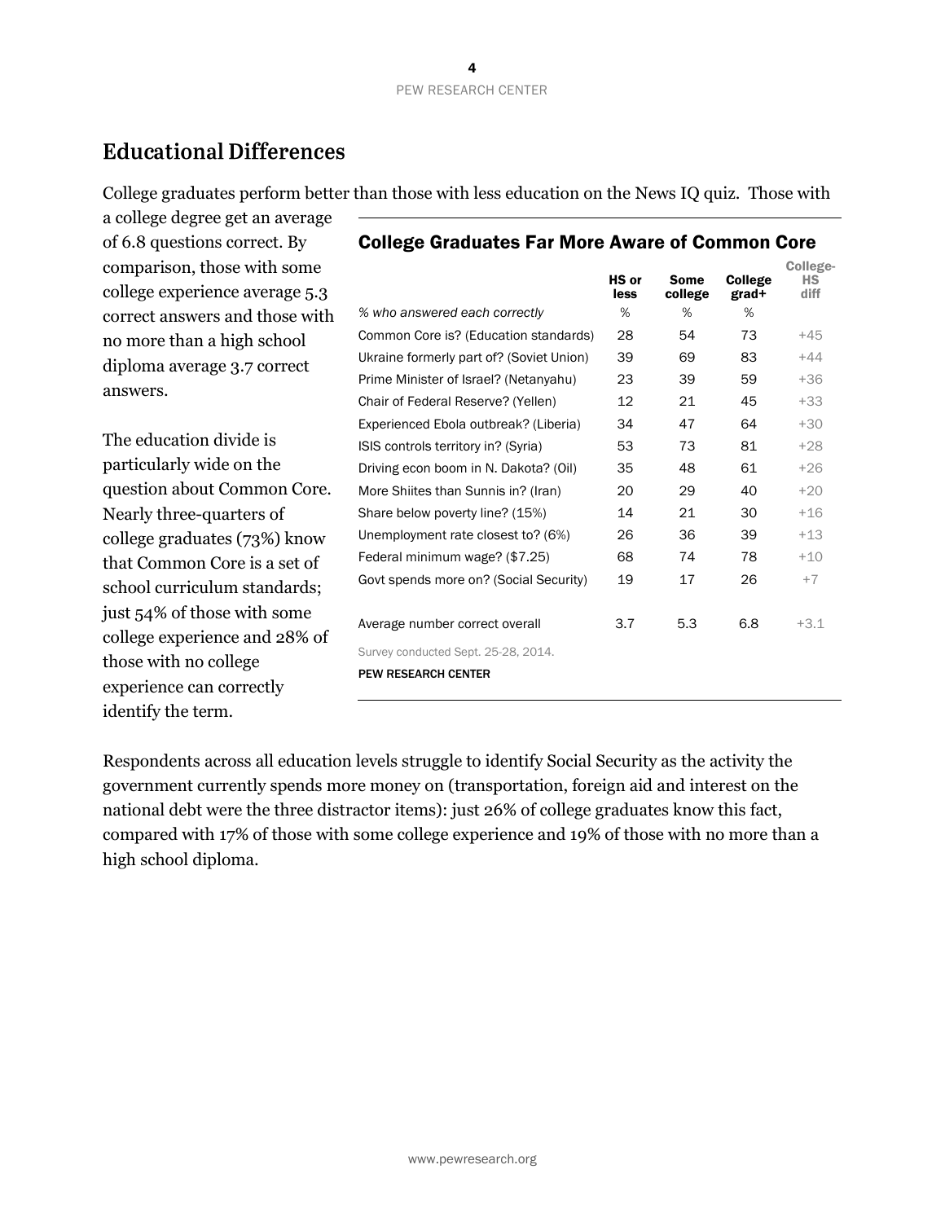## Educational Differences

College graduates perform better than those with less education on the News IQ quiz. Those with a college degree get an average of 6.8 questions correct. By comparison, those with some college experience average 5.3 correct answers and those with no more than a high school diploma average 3.7 correct answers.

The education divide is particularly wide on the question about Common Core. Nearly three-quarters of college graduates (73%) know that Common Core is a set of school curriculum standards; just 54% of those with some college experience and 28% of those with no college experience can correctly identify the term.

### College Graduates Far More Aware of Common Core

| | HS or less | Some college | College grad+ | College-HS diff |
|---|---|---|---|---|
| *% who answered each correctly* | % | % | % | |
| Common Core is? (Education standards) | 28 | 54 | 73 | +45 |
| Ukraine formerly part of? (Soviet Union) | 39 | 69 | 83 | +44 |
| Prime Minister of Israel? (Netanyahu) | 23 | 39 | 59 | +36 |
| Chair of Federal Reserve? (Yellen) | 12 | 21 | 45 | +33 |
| Experienced Ebola outbreak? (Liberia) | 34 | 47 | 64 | +30 |
| ISIS controls territory in? (Syria) | 53 | 73 | 81 | +28 |
| Driving econ boom in N. Dakota? (Oil) | 35 | 48 | 61 | +26 |
| More Shiites than Sunnis in? (Iran) | 20 | 29 | 40 | +20 |
| Share below poverty line? (15%) | 14 | 21 | 30 | +16 |
| Unemployment rate closest to? (6%) | 26 | 36 | 39 | +13 |
| Federal minimum wage? ($7.25) | 68 | 74 | 78 | +10 |
| Govt spends more on? (Social Security) | 19 | 17 | 26 | +7 |
| Average number correct overall | 3.7 | 5.3 | 6.8 | +3.1 |

Survey conducted Sept. 25-28, 2014.

PEW RESEARCH CENTER

Respondents across all education levels struggle to identify Social Security as the activity the government currently spends more money on (transportation, foreign aid and interest on the national debt were the three distractor items): just 26% of college graduates know this fact, compared with 17% of those with some college experience and 19% of those with no more than a high school diploma.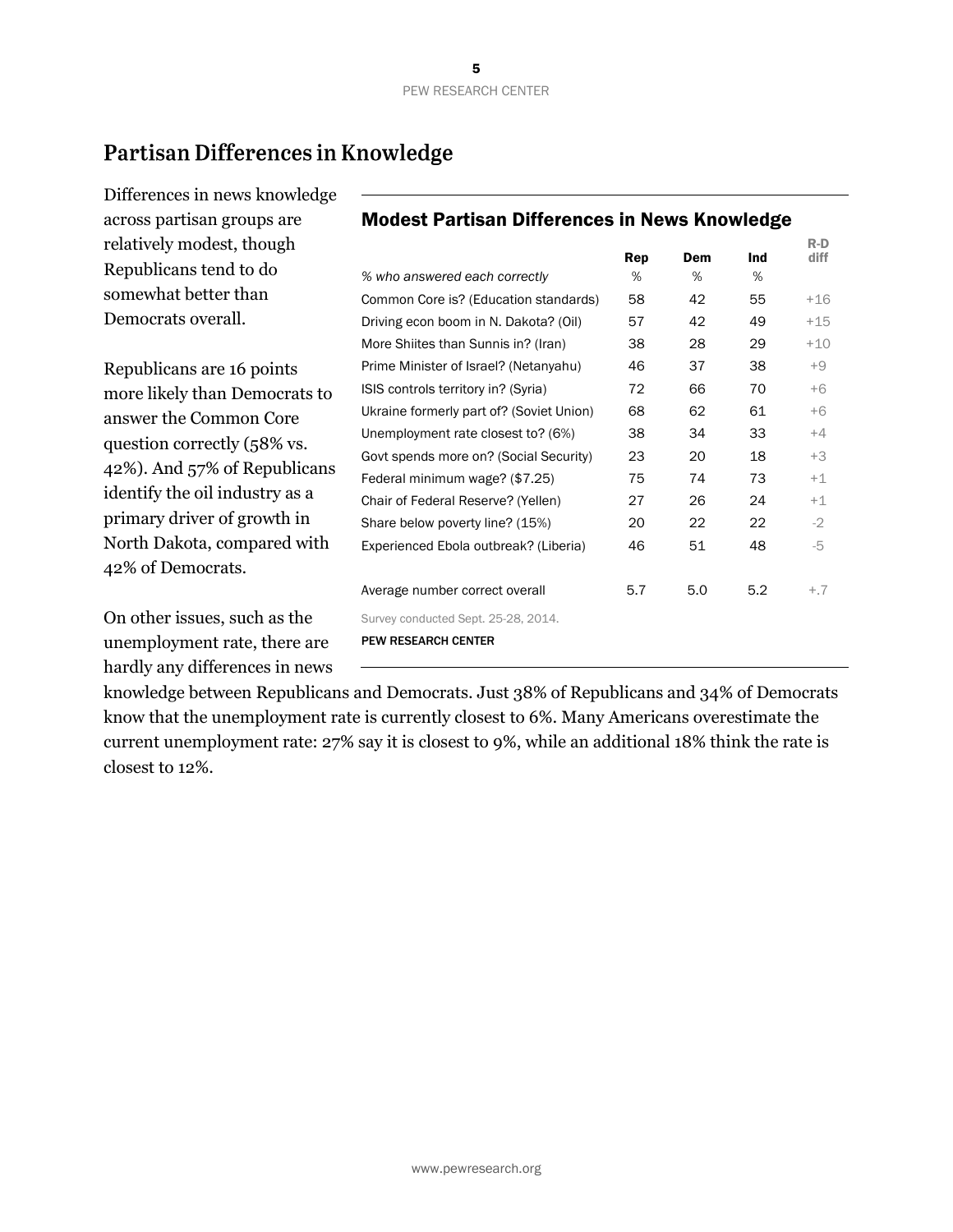## Partisan Differences in Knowledge

Differences in news knowledge across partisan groups are relatively modest, though Republicans tend to do somewhat better than Democrats overall.

Republicans are 16 points more likely than Democrats to answer the Common Core question correctly (58% vs. 42%). And 57% of Republicans identify the oil industry as a primary driver of growth in North Dakota, compared with 42% of Democrats.

On other issues, such as the unemployment rate, there are hardly any differences in news knowledge between Republicans and Democrats. Just 38% of Republicans and 34% of Democrats know that the unemployment rate is currently closest to 6%. Many Americans overestimate the current unemployment rate: 27% say it is closest to 9%, while an additional 18% think the rate is closest to 12%.

### Modest Partisan Differences in News Knowledge

| *% who answered each correctly* | Rep<br>% | Dem<br>% | Ind<br>% | R-D diff |
|---|---|---|---|---|
| Common Core is? (Education standards) | 58 | 42 | 55 | +16 |
| Driving econ boom in N. Dakota? (Oil) | 57 | 42 | 49 | +15 |
| More Shiites than Sunnis in? (Iran) | 38 | 28 | 29 | +10 |
| Prime Minister of Israel? (Netanyahu) | 46 | 37 | 38 | +9 |
| ISIS controls territory in? (Syria) | 72 | 66 | 70 | +6 |
| Ukraine formerly part of? (Soviet Union) | 68 | 62 | 61 | +6 |
| Unemployment rate closest to? (6%) | 38 | 34 | 33 | +4 |
| Govt spends more on? (Social Security) | 23 | 20 | 18 | +3 |
| Federal minimum wage? ($7.25) | 75 | 74 | 73 | +1 |
| Chair of Federal Reserve? (Yellen) | 27 | 26 | 24 | +1 |
| Share below poverty line? (15%) | 20 | 22 | 22 | -2 |
| Experienced Ebola outbreak? (Liberia) | 46 | 51 | 48 | -5 |
| Average number correct overall | 5.7 | 5.0 | 5.2 | +.7 |

Survey conducted Sept. 25-28, 2014.

PEW RESEARCH CENTER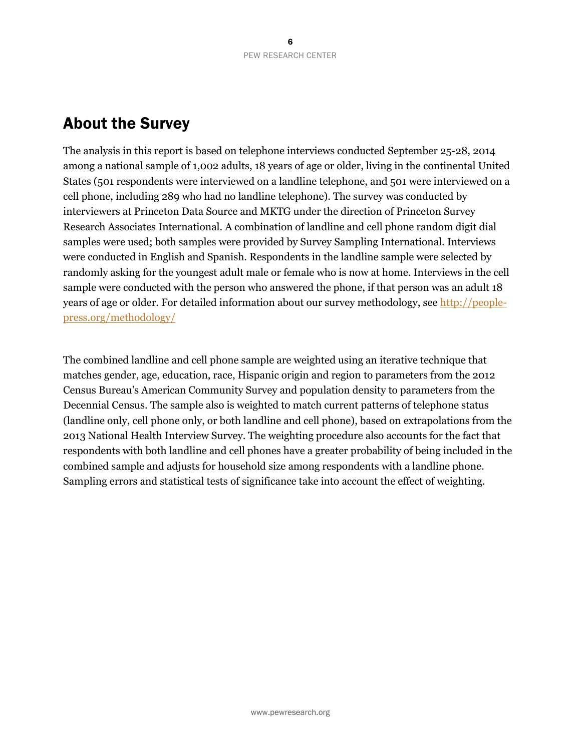## About the Survey

The analysis in this report is based on telephone interviews conducted September 25-28, 2014 among a national sample of 1,002 adults, 18 years of age or older, living in the continental United States (501 respondents were interviewed on a landline telephone, and 501 were interviewed on a cell phone, including 289 who had no landline telephone). The survey was conducted by interviewers at Princeton Data Source and MKTG under the direction of Princeton Survey Research Associates International. A combination of landline and cell phone random digit dial samples were used; both samples were provided by Survey Sampling International. Interviews were conducted in English and Spanish. Respondents in the landline sample were selected by randomly asking for the youngest adult male or female who is now at home. Interviews in the cell sample were conducted with the person who answered the phone, if that person was an adult 18 years of age or older. For detailed information about our survey methodology, see [http://people-press.org/methodology/](http://people-press.org/methodology/)

The combined landline and cell phone sample are weighted using an iterative technique that matches gender, age, education, race, Hispanic origin and region to parameters from the 2012 Census Bureau's American Community Survey and population density to parameters from the Decennial Census. The sample also is weighted to match current patterns of telephone status (landline only, cell phone only, or both landline and cell phone), based on extrapolations from the 2013 National Health Interview Survey. The weighting procedure also accounts for the fact that respondents with both landline and cell phones have a greater probability of being included in the combined sample and adjusts for household size among respondents with a landline phone. Sampling errors and statistical tests of significance take into account the effect of weighting.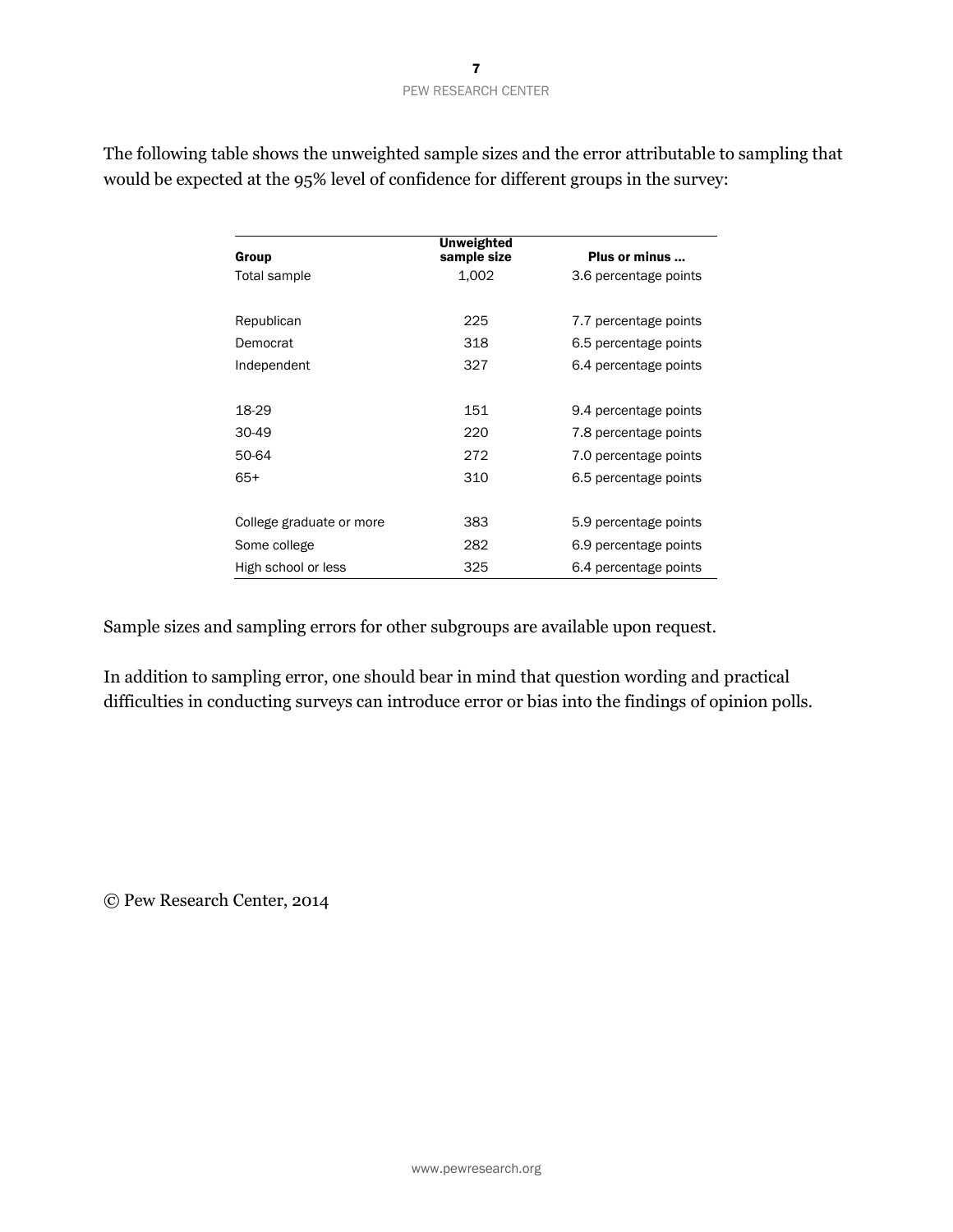The following table shows the unweighted sample sizes and the error attributable to sampling that would be expected at the 95% level of confidence for different groups in the survey:

| Group | Unweighted sample size | Plus or minus ... |
|---|---|---|
| Total sample | 1,002 | 3.6 percentage points |
| | | |
| Republican | 225 | 7.7 percentage points |
| Democrat | 318 | 6.5 percentage points |
| Independent | 327 | 6.4 percentage points |
| | | |
| 18-29 | 151 | 9.4 percentage points |
| 30-49 | 220 | 7.8 percentage points |
| 50-64 | 272 | 7.0 percentage points |
| 65+ | 310 | 6.5 percentage points |
| | | |
| College graduate or more | 383 | 5.9 percentage points |
| Some college | 282 | 6.9 percentage points |
| High school or less | 325 | 6.4 percentage points |

Sample sizes and sampling errors for other subgroups are available upon request.

In addition to sampling error, one should bear in mind that question wording and practical difficulties in conducting surveys can introduce error or bias into the findings of opinion polls.

© Pew Research Center, 2014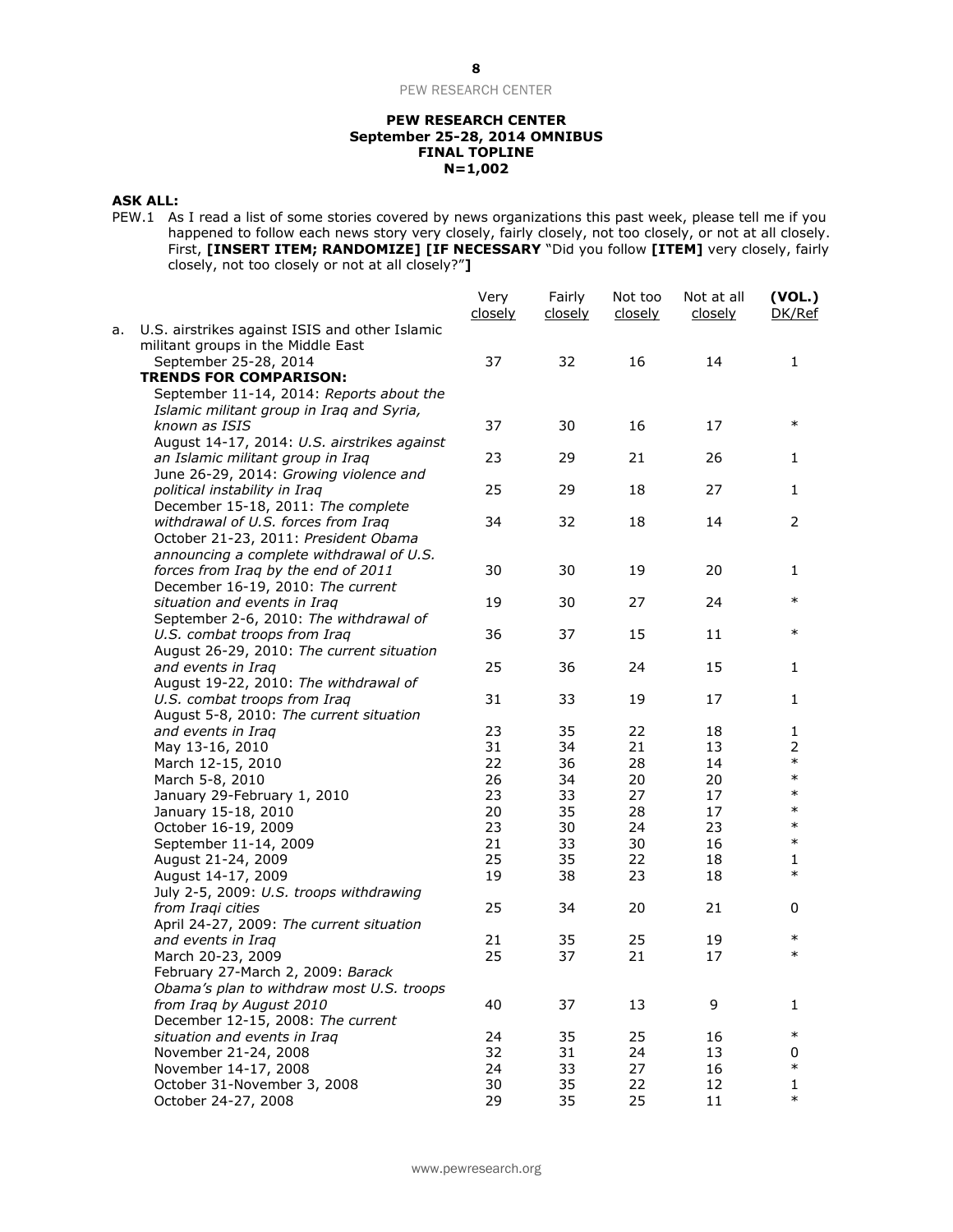**PEW RESEARCH CENTER**
**September 25-28, 2014 OMNIBUS**
**FINAL TOPLINE**
**N=1,002**

**ASK ALL:**

PEW.1 As I read a list of some stories covered by news organizations this past week, please tell me if you happened to follow each news story very closely, fairly closely, not too closely, or not at all closely. First, **[INSERT ITEM; RANDOMIZE] [IF NECESSARY** "Did you follow **[ITEM]** very closely, fairly closely, not too closely or not at all closely?"**]**

| | Very closely | Fairly closely | Not too closely | Not at all closely | (VOL.) DK/Ref |
|---|---|---|---|---|---|
| a. U.S. airstrikes against ISIS and other Islamic militant groups in the Middle East | | | | | |
| September 25-28, 2014 | 37 | 32 | 16 | 14 | 1 |
| **TRENDS FOR COMPARISON:** | | | | | |
| September 11-14, 2014: *Reports about the Islamic militant group in Iraq and Syria, known as ISIS* | 37 | 30 | 16 | 17 | * |
| August 14-17, 2014: *U.S. airstrikes against an Islamic militant group in Iraq* | 23 | 29 | 21 | 26 | 1 |
| June 26-29, 2014: *Growing violence and political instability in Iraq* | 25 | 29 | 18 | 27 | 1 |
| December 15-18, 2011: *The complete withdrawal of U.S. forces from Iraq* | 34 | 32 | 18 | 14 | 2 |
| October 21-23, 2011: *President Obama announcing a complete withdrawal of U.S. forces from Iraq by the end of 2011* | 30 | 30 | 19 | 20 | 1 |
| December 16-19, 2010: *The current situation and events in Iraq* | 19 | 30 | 27 | 24 | * |
| September 2-6, 2010: *The withdrawal of U.S. combat troops from Iraq* | 36 | 37 | 15 | 11 | * |
| August 26-29, 2010: *The current situation and events in Iraq* | 25 | 36 | 24 | 15 | 1 |
| August 19-22, 2010: *The withdrawal of U.S. combat troops from Iraq* | 31 | 33 | 19 | 17 | 1 |
| August 5-8, 2010: *The current situation and events in Iraq* | 23 | 35 | 22 | 18 | 1 |
| May 13-16, 2010 | 31 | 34 | 21 | 13 | 2 |
| March 12-15, 2010 | 22 | 36 | 28 | 14 | * |
| March 5-8, 2010 | 26 | 34 | 20 | 20 | * |
| January 29-February 1, 2010 | 23 | 33 | 27 | 17 | * |
| January 15-18, 2010 | 20 | 35 | 28 | 17 | * |
| October 16-19, 2009 | 23 | 30 | 24 | 23 | * |
| September 11-14, 2009 | 21 | 33 | 30 | 16 | * |
| August 21-24, 2009 | 25 | 35 | 22 | 18 | 1 |
| August 14-17, 2009 | 19 | 38 | 23 | 18 | * |
| July 2-5, 2009: *U.S. troops withdrawing from Iraqi cities* | 25 | 34 | 20 | 21 | 0 |
| April 24-27, 2009: *The current situation and events in Iraq* | 21 | 35 | 25 | 19 | * |
| March 20-23, 2009 | 25 | 37 | 21 | 17 | * |
| February 27-March 2, 2009: *Barack Obama's plan to withdraw most U.S. troops from Iraq by August 2010* | 40 | 37 | 13 | 9 | 1 |
| December 12-15, 2008: *The current situation and events in Iraq* | 24 | 35 | 25 | 16 | * |
| November 21-24, 2008 | 32 | 31 | 24 | 13 | 0 |
| November 14-17, 2008 | 24 | 33 | 27 | 16 | * |
| October 31-November 3, 2008 | 30 | 35 | 22 | 12 | 1 |
| October 24-27, 2008 | 29 | 35 | 25 | 11 | * |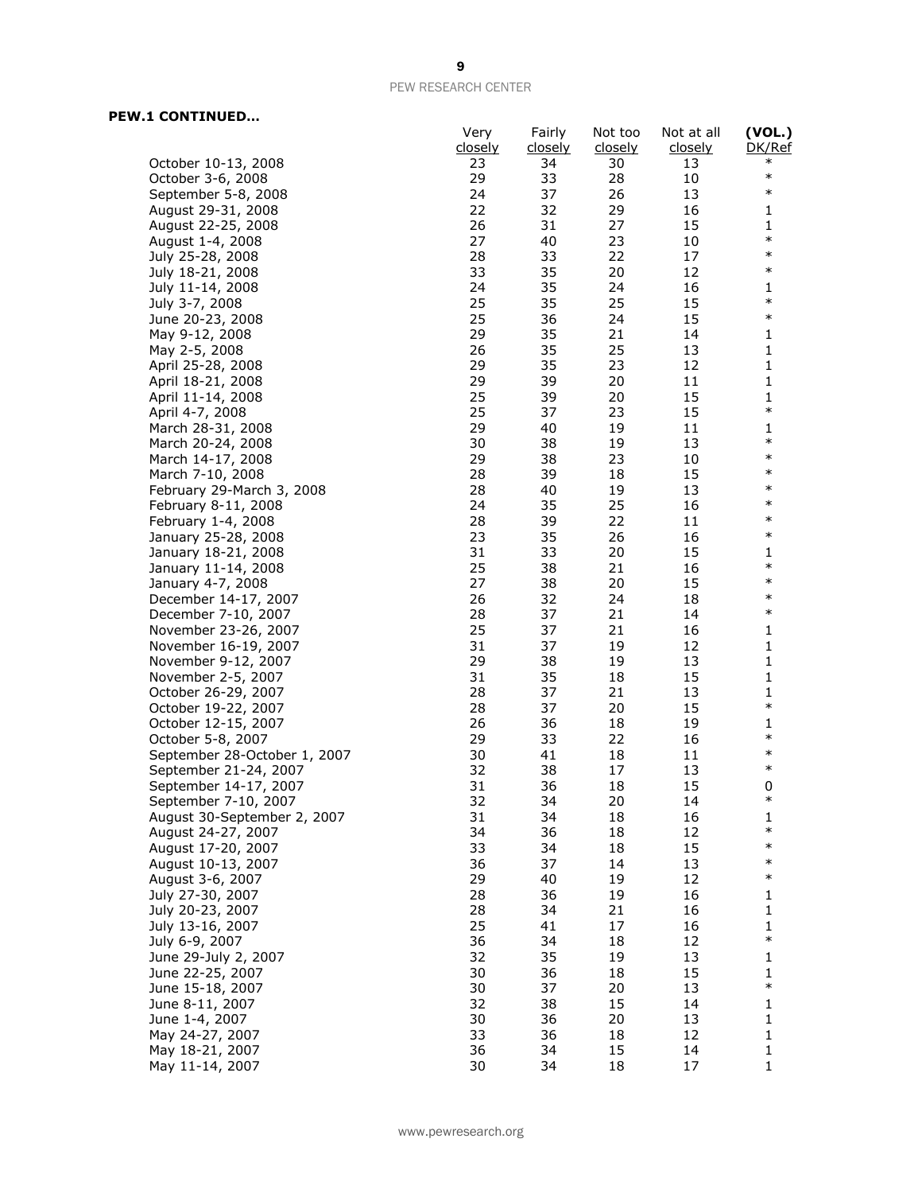**PEW.1 CONTINUED…**

| | Very closely | Fairly closely | Not too closely | Not at all closely | (VOL.) DK/Ref |
|---|---|---|---|---|---|
| October 10-13, 2008 | 23 | 34 | 30 | 13 | * |
| October 3-6, 2008 | 29 | 33 | 28 | 10 | * |
| September 5-8, 2008 | 24 | 37 | 26 | 13 | * |
| August 29-31, 2008 | 22 | 32 | 29 | 16 | 1 |
| August 22-25, 2008 | 26 | 31 | 27 | 15 | 1 |
| August 1-4, 2008 | 27 | 40 | 23 | 10 | * |
| July 25-28, 2008 | 28 | 33 | 22 | 17 | * |
| July 18-21, 2008 | 33 | 35 | 20 | 12 | * |
| July 11-14, 2008 | 24 | 35 | 24 | 16 | 1 |
| July 3-7, 2008 | 25 | 35 | 25 | 15 | * |
| June 20-23, 2008 | 25 | 36 | 24 | 15 | * |
| May 9-12, 2008 | 29 | 35 | 21 | 14 | 1 |
| May 2-5, 2008 | 26 | 35 | 25 | 13 | 1 |
| April 25-28, 2008 | 29 | 35 | 23 | 12 | 1 |
| April 18-21, 2008 | 29 | 39 | 20 | 11 | 1 |
| April 11-14, 2008 | 25 | 39 | 20 | 15 | 1 |
| April 4-7, 2008 | 25 | 37 | 23 | 15 | * |
| March 28-31, 2008 | 29 | 40 | 19 | 11 | 1 |
| March 20-24, 2008 | 30 | 38 | 19 | 13 | * |
| March 14-17, 2008 | 29 | 38 | 23 | 10 | * |
| March 7-10, 2008 | 28 | 39 | 18 | 15 | * |
| February 29-March 3, 2008 | 28 | 40 | 19 | 13 | * |
| February 8-11, 2008 | 24 | 35 | 25 | 16 | * |
| February 1-4, 2008 | 28 | 39 | 22 | 11 | * |
| January 25-28, 2008 | 23 | 35 | 26 | 16 | * |
| January 18-21, 2008 | 31 | 33 | 20 | 15 | 1 |
| January 11-14, 2008 | 25 | 38 | 21 | 16 | * |
| January 4-7, 2008 | 27 | 38 | 20 | 15 | * |
| December 14-17, 2007 | 26 | 32 | 24 | 18 | * |
| December 7-10, 2007 | 28 | 37 | 21 | 14 | * |
| November 23-26, 2007 | 25 | 37 | 21 | 16 | 1 |
| November 16-19, 2007 | 31 | 37 | 19 | 12 | 1 |
| November 9-12, 2007 | 29 | 38 | 19 | 13 | 1 |
| November 2-5, 2007 | 31 | 35 | 18 | 15 | 1 |
| October 26-29, 2007 | 28 | 37 | 21 | 13 | 1 |
| October 19-22, 2007 | 28 | 37 | 20 | 15 | * |
| October 12-15, 2007 | 26 | 36 | 18 | 19 | 1 |
| October 5-8, 2007 | 29 | 33 | 22 | 16 | * |
| September 28-October 1, 2007 | 30 | 41 | 18 | 11 | * |
| September 21-24, 2007 | 32 | 38 | 17 | 13 | * |
| September 14-17, 2007 | 31 | 36 | 18 | 15 | 0 |
| September 7-10, 2007 | 32 | 34 | 20 | 14 | * |
| August 30-September 2, 2007 | 31 | 34 | 18 | 16 | 1 |
| August 24-27, 2007 | 34 | 36 | 18 | 12 | * |
| August 17-20, 2007 | 33 | 34 | 18 | 15 | * |
| August 10-13, 2007 | 36 | 37 | 14 | 13 | * |
| August 3-6, 2007 | 29 | 40 | 19 | 12 | * |
| July 27-30, 2007 | 28 | 36 | 19 | 16 | 1 |
| July 20-23, 2007 | 28 | 34 | 21 | 16 | 1 |
| July 13-16, 2007 | 25 | 41 | 17 | 16 | 1 |
| July 6-9, 2007 | 36 | 34 | 18 | 12 | * |
| June 29-July 2, 2007 | 32 | 35 | 19 | 13 | 1 |
| June 22-25, 2007 | 30 | 36 | 18 | 15 | 1 |
| June 15-18, 2007 | 30 | 37 | 20 | 13 | * |
| June 8-11, 2007 | 32 | 38 | 15 | 14 | 1 |
| June 1-4, 2007 | 30 | 36 | 20 | 13 | 1 |
| May 24-27, 2007 | 33 | 36 | 18 | 12 | 1 |
| May 18-21, 2007 | 36 | 34 | 15 | 14 | 1 |
| May 11-14, 2007 | 30 | 34 | 18 | 17 | 1 |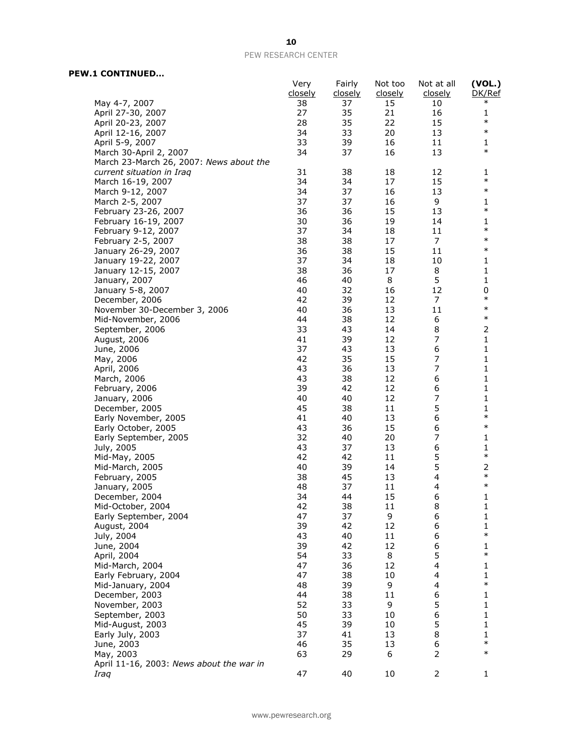**PEW.1 CONTINUED…**

| | Very closely | Fairly closely | Not too closely | Not at all closely | (VOL.) DK/Ref |
|---|---|---|---|---|---|
| May 4-7, 2007 | 38 | 37 | 15 | 10 | * |
| April 27-30, 2007 | 27 | 35 | 21 | 16 | 1 |
| April 20-23, 2007 | 28 | 35 | 22 | 15 | * |
| April 12-16, 2007 | 34 | 33 | 20 | 13 | * |
| April 5-9, 2007 | 33 | 39 | 16 | 11 | 1 |
| March 30-April 2, 2007 | 34 | 37 | 16 | 13 | * |
| March 23-March 26, 2007: *News about the current situation in Iraq* | 31 | 38 | 18 | 12 | 1 |
| March 16-19, 2007 | 34 | 34 | 17 | 15 | * |
| March 9-12, 2007 | 34 | 37 | 16 | 13 | * |
| March 2-5, 2007 | 37 | 37 | 16 | 9 | 1 |
| February 23-26, 2007 | 36 | 36 | 15 | 13 | * |
| February 16-19, 2007 | 30 | 36 | 19 | 14 | 1 |
| February 9-12, 2007 | 37 | 34 | 18 | 11 | * |
| February 2-5, 2007 | 38 | 38 | 17 | 7 | * |
| January 26-29, 2007 | 36 | 38 | 15 | 11 | * |
| January 19-22, 2007 | 37 | 34 | 18 | 10 | 1 |
| January 12-15, 2007 | 38 | 36 | 17 | 8 | 1 |
| January, 2007 | 46 | 40 | 8 | 5 | 1 |
| January 5-8, 2007 | 40 | 32 | 16 | 12 | 0 |
| December, 2006 | 42 | 39 | 12 | 7 | * |
| November 30-December 3, 2006 | 40 | 36 | 13 | 11 | * |
| Mid-November, 2006 | 44 | 38 | 12 | 6 | * |
| September, 2006 | 33 | 43 | 14 | 8 | 2 |
| August, 2006 | 41 | 39 | 12 | 7 | 1 |
| June, 2006 | 37 | 43 | 13 | 6 | 1 |
| May, 2006 | 42 | 35 | 15 | 7 | 1 |
| April, 2006 | 43 | 36 | 13 | 7 | 1 |
| March, 2006 | 43 | 38 | 12 | 6 | 1 |
| February, 2006 | 39 | 42 | 12 | 6 | 1 |
| January, 2006 | 40 | 40 | 12 | 7 | 1 |
| December, 2005 | 45 | 38 | 11 | 5 | 1 |
| Early November, 2005 | 41 | 40 | 13 | 6 | * |
| Early October, 2005 | 43 | 36 | 15 | 6 | * |
| Early September, 2005 | 32 | 40 | 20 | 7 | 1 |
| July, 2005 | 43 | 37 | 13 | 6 | 1 |
| Mid-May, 2005 | 42 | 42 | 11 | 5 | * |
| Mid-March, 2005 | 40 | 39 | 14 | 5 | 2 |
| February, 2005 | 38 | 45 | 13 | 4 | * |
| January, 2005 | 48 | 37 | 11 | 4 | * |
| December, 2004 | 34 | 44 | 15 | 6 | 1 |
| Mid-October, 2004 | 42 | 38 | 11 | 8 | 1 |
| Early September, 2004 | 47 | 37 | 9 | 6 | 1 |
| August, 2004 | 39 | 42 | 12 | 6 | 1 |
| July, 2004 | 43 | 40 | 11 | 6 | * |
| June, 2004 | 39 | 42 | 12 | 6 | 1 |
| April, 2004 | 54 | 33 | 8 | 5 | * |
| Mid-March, 2004 | 47 | 36 | 12 | 4 | 1 |
| Early February, 2004 | 47 | 38 | 10 | 4 | 1 |
| Mid-January, 2004 | 48 | 39 | 9 | 4 | * |
| December, 2003 | 44 | 38 | 11 | 6 | 1 |
| November, 2003 | 52 | 33 | 9 | 5 | 1 |
| September, 2003 | 50 | 33 | 10 | 6 | 1 |
| Mid-August, 2003 | 45 | 39 | 10 | 5 | 1 |
| Early July, 2003 | 37 | 41 | 13 | 8 | 1 |
| June, 2003 | 46 | 35 | 13 | 6 | * |
| May, 2003 | 63 | 29 | 6 | 2 | * |
| April 11-16, 2003: *News about the war in Iraq* | 47 | 40 | 10 | 2 | 1 |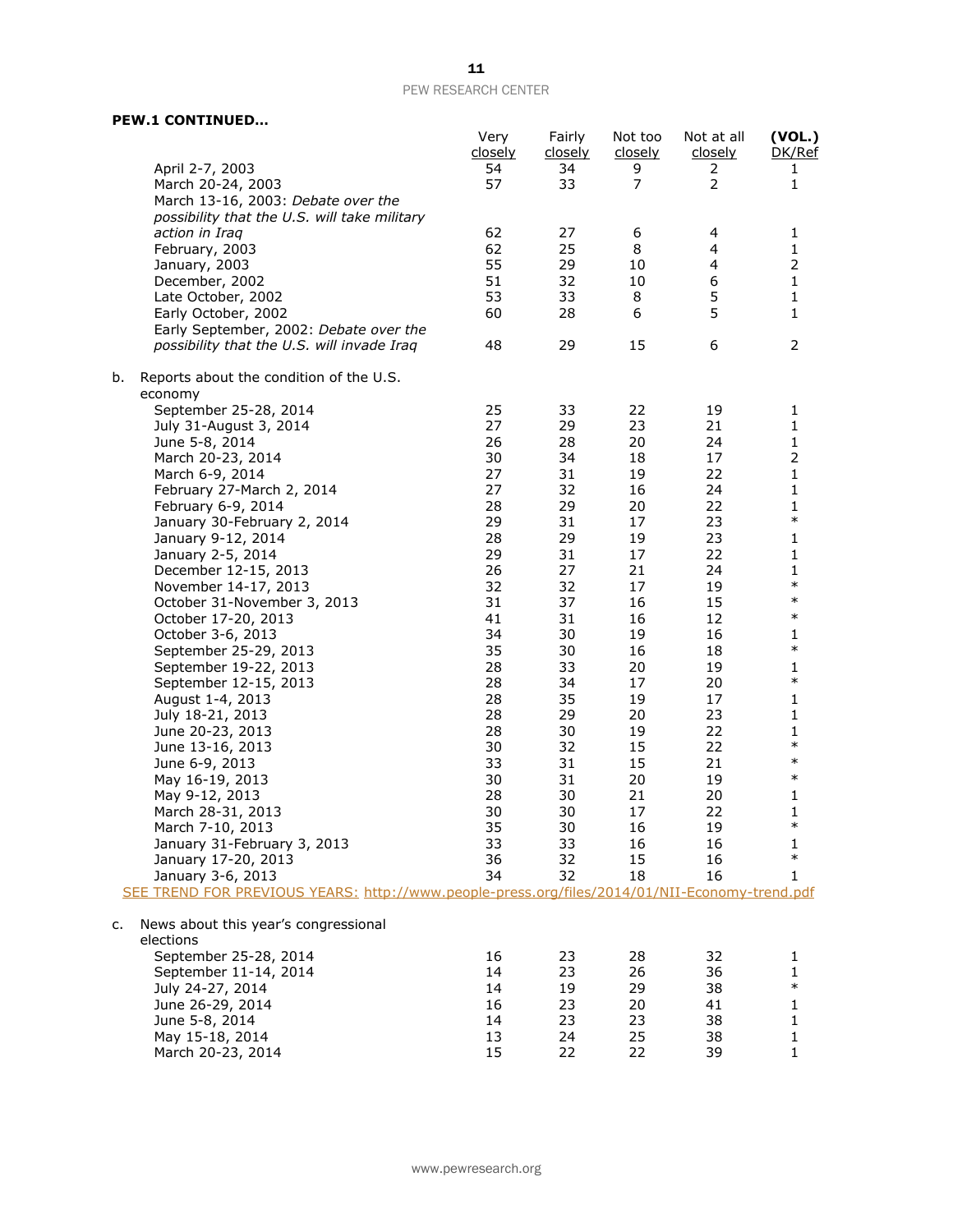**PEW.1 CONTINUED…**

| | Very closely | Fairly closely | Not too closely | Not at all closely | (VOL.) DK/Ref |
|---|---|---|---|---|---|
| April 2-7, 2003 | 54 | 34 | 9 | 2 | 1 |
| March 20-24, 2003 | 57 | 33 | 7 | 2 | 1 |
| March 13-16, 2003: *Debate over the possibility that the U.S. will take military action in Iraq* | 62 | 27 | 6 | 4 | 1 |
| February, 2003 | 62 | 25 | 8 | 4 | 1 |
| January, 2003 | 55 | 29 | 10 | 4 | 2 |
| December, 2002 | 51 | 32 | 10 | 6 | 1 |
| Late October, 2002 | 53 | 33 | 8 | 5 | 1 |
| Early October, 2002 | 60 | 28 | 6 | 5 | 1 |
| Early September, 2002: *Debate over the possibility that the U.S. will invade Iraq* | 48 | 29 | 15 | 6 | 2 |
| **b.** Reports about the condition of the U.S. economy | | | | | |
| September 25-28, 2014 | 25 | 33 | 22 | 19 | 1 |
| July 31-August 3, 2014 | 27 | 29 | 23 | 21 | 1 |
| June 5-8, 2014 | 26 | 28 | 20 | 24 | 1 |
| March 20-23, 2014 | 30 | 34 | 18 | 17 | 2 |
| March 6-9, 2014 | 27 | 31 | 19 | 22 | 1 |
| February 27-March 2, 2014 | 27 | 32 | 16 | 24 | 1 |
| February 6-9, 2014 | 28 | 29 | 20 | 22 | 1 |
| January 30-February 2, 2014 | 29 | 31 | 17 | 23 | * |
| January 9-12, 2014 | 28 | 29 | 19 | 23 | 1 |
| January 2-5, 2014 | 29 | 31 | 17 | 22 | 1 |
| December 12-15, 2013 | 26 | 27 | 21 | 24 | 1 |
| November 14-17, 2013 | 32 | 32 | 17 | 19 | * |
| October 31-November 3, 2013 | 31 | 37 | 16 | 15 | * |
| October 17-20, 2013 | 41 | 31 | 16 | 12 | * |
| October 3-6, 2013 | 34 | 30 | 19 | 16 | 1 |
| September 25-29, 2013 | 35 | 30 | 16 | 18 | * |
| September 19-22, 2013 | 28 | 33 | 20 | 19 | 1 |
| September 12-15, 2013 | 28 | 34 | 17 | 20 | * |
| August 1-4, 2013 | 28 | 35 | 19 | 17 | 1 |
| July 18-21, 2013 | 28 | 29 | 20 | 23 | 1 |
| June 20-23, 2013 | 28 | 30 | 19 | 22 | 1 |
| June 13-16, 2013 | 30 | 32 | 15 | 22 | * |
| June 6-9, 2013 | 33 | 31 | 15 | 21 | * |
| May 16-19, 2013 | 30 | 31 | 20 | 19 | * |
| May 9-12, 2013 | 28 | 30 | 21 | 20 | 1 |
| March 28-31, 2013 | 30 | 30 | 17 | 22 | 1 |
| March 7-10, 2013 | 35 | 30 | 16 | 19 | * |
| January 31-February 3, 2013 | 33 | 33 | 16 | 16 | 1 |
| January 17-20, 2013 | 36 | 32 | 15 | 16 | * |
| January 3-6, 2013 | 34 | 32 | 18 | 16 | 1 |

SEE TREND FOR PREVIOUS YEARS: http://www.people-press.org/files/2014/01/NII-Economy-trend.pdf

| | Very closely | Fairly closely | Not too closely | Not at all closely | (VOL.) DK/Ref |
|---|---|---|---|---|---|
| **c.** News about this year's congressional elections | | | | | |
| September 25-28, 2014 | 16 | 23 | 28 | 32 | 1 |
| September 11-14, 2014 | 14 | 23 | 26 | 36 | 1 |
| July 24-27, 2014 | 14 | 19 | 29 | 38 | * |
| June 26-29, 2014 | 16 | 23 | 20 | 41 | 1 |
| June 5-8, 2014 | 14 | 23 | 23 | 38 | 1 |
| May 15-18, 2014 | 13 | 24 | 25 | 38 | 1 |
| March 20-23, 2014 | 15 | 22 | 22 | 39 | 1 |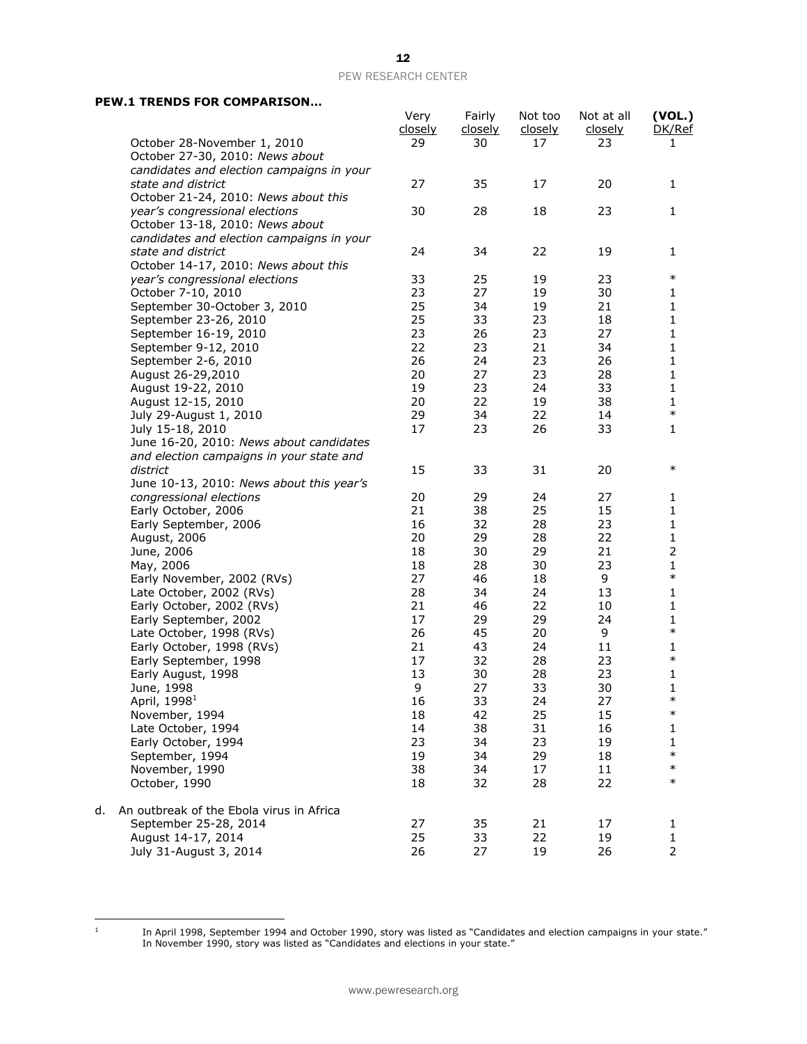**PEW.1 TRENDS FOR COMPARISON…**

| | Very closely | Fairly closely | Not too closely | Not at all closely | (VOL.) DK/Ref |
|---|---|---|---|---|---|
| October 28-November 1, 2010 | 29 | 30 | 17 | 23 | 1 |
| October 27-30, 2010: *News about candidates and election campaigns in your state and district* | 27 | 35 | 17 | 20 | 1 |
| October 21-24, 2010: *News about this year's congressional elections* | 30 | 28 | 18 | 23 | 1 |
| October 13-18, 2010: *News about candidates and election campaigns in your state and district* | 24 | 34 | 22 | 19 | 1 |
| October 14-17, 2010: *News about this year's congressional elections* | 33 | 25 | 19 | 23 | * |
| October 7-10, 2010 | 23 | 27 | 19 | 30 | 1 |
| September 30-October 3, 2010 | 25 | 34 | 19 | 21 | 1 |
| September 23-26, 2010 | 25 | 33 | 23 | 18 | 1 |
| September 16-19, 2010 | 23 | 26 | 23 | 27 | 1 |
| September 9-12, 2010 | 22 | 23 | 21 | 34 | 1 |
| September 2-6, 2010 | 26 | 24 | 23 | 26 | 1 |
| August 26-29,2010 | 20 | 27 | 23 | 28 | 1 |
| August 19-22, 2010 | 19 | 23 | 24 | 33 | 1 |
| August 12-15, 2010 | 20 | 22 | 19 | 38 | 1 |
| July 29-August 1, 2010 | 29 | 34 | 22 | 14 | * |
| July 15-18, 2010 | 17 | 23 | 26 | 33 | 1 |
| June 16-20, 2010: *News about candidates and election campaigns in your state and district* | 15 | 33 | 31 | 20 | * |
| June 10-13, 2010: *News about this year's congressional elections* | 20 | 29 | 24 | 27 | 1 |
| Early October, 2006 | 21 | 38 | 25 | 15 | 1 |
| Early September, 2006 | 16 | 32 | 28 | 23 | 1 |
| August, 2006 | 20 | 29 | 28 | 22 | 1 |
| June, 2006 | 18 | 30 | 29 | 21 | 2 |
| May, 2006 | 18 | 28 | 30 | 23 | 1 |
| Early November, 2002 (RVs) | 27 | 46 | 18 | 9 | * |
| Late October, 2002 (RVs) | 28 | 34 | 24 | 13 | 1 |
| Early October, 2002 (RVs) | 21 | 46 | 22 | 10 | 1 |
| Early September, 2002 | 17 | 29 | 29 | 24 | 1 |
| Late October, 1998 (RVs) | 26 | 45 | 20 | 9 | * |
| Early October, 1998 (RVs) | 21 | 43 | 24 | 11 | 1 |
| Early September, 1998 | 17 | 32 | 28 | 23 | * |
| Early August, 1998 | 13 | 30 | 28 | 23 | 1 |
| June, 1998 | 9 | 27 | 33 | 30 | 1 |
| April, 1998[1] | 16 | 33 | 24 | 27 | * |
| November, 1994 | 18 | 42 | 25 | 15 | * |
| Late October, 1994 | 14 | 38 | 31 | 16 | 1 |
| Early October, 1994 | 23 | 34 | 23 | 19 | 1 |
| September, 1994 | 19 | 34 | 29 | 18 | * |
| November, 1990 | 38 | 34 | 17 | 11 | * |
| October, 1990 | 18 | 32 | 28 | 22 | * |
| d. An outbreak of the Ebola virus in Africa | | | | | |
| September 25-28, 2014 | 27 | 35 | 21 | 17 | 1 |
| August 14-17, 2014 | 25 | 33 | 22 | 19 | 1 |
| July 31-August 3, 2014 | 26 | 27 | 19 | 26 | 2 |

[1] In April 1998, September 1994 and October 1990, story was listed as "Candidates and election campaigns in your state." In November 1990, story was listed as "Candidates and elections in your state."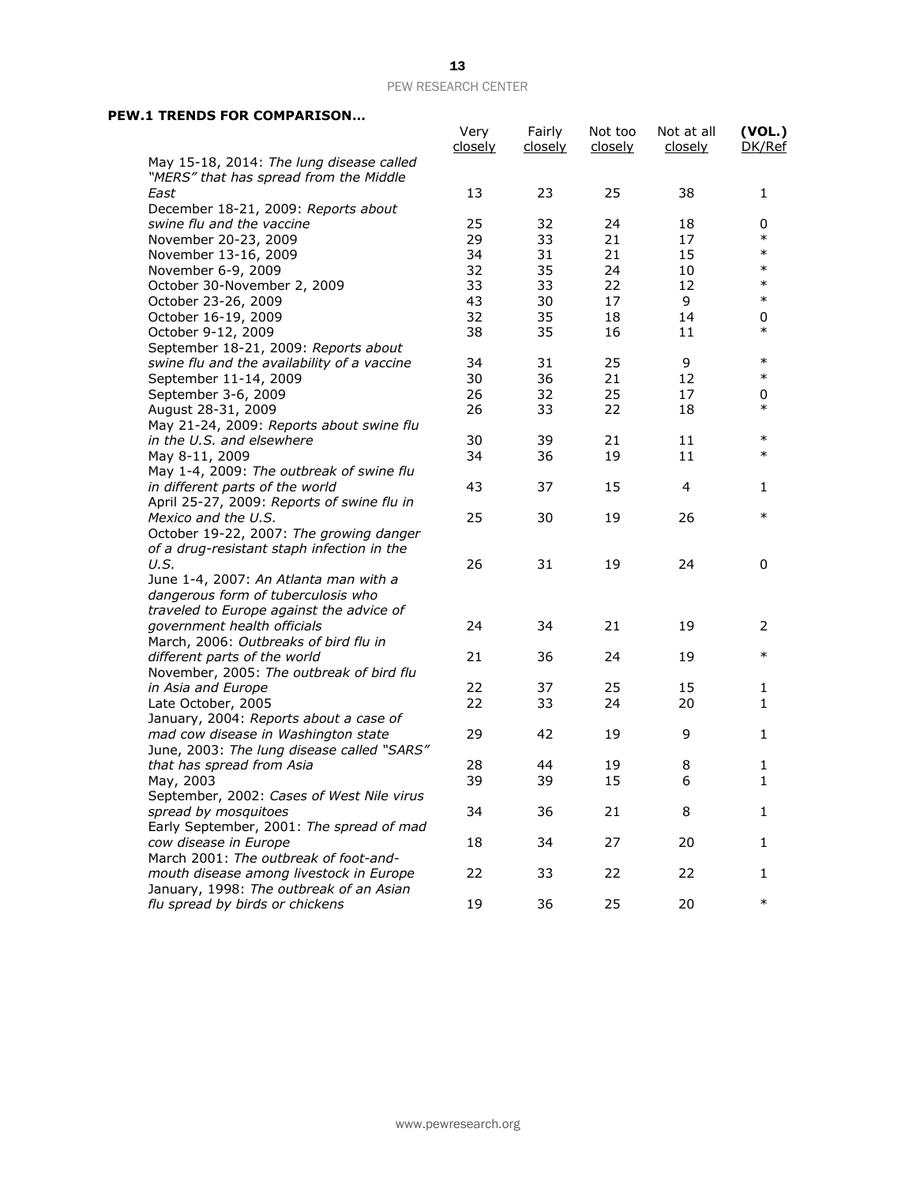**PEW.1 TRENDS FOR COMPARISON…**

| | Very closely | Fairly closely | Not too closely | Not at all closely | (VOL.) DK/Ref |
|---|---|---|---|---|---|
| May 15-18, 2014: *The lung disease called "MERS" that has spread from the Middle East* | 13 | 23 | 25 | 38 | 1 |
| December 18-21, 2009: *Reports about swine flu and the vaccine* | 25 | 32 | 24 | 18 | 0 |
| November 20-23, 2009 | 29 | 33 | 21 | 17 | * |
| November 13-16, 2009 | 34 | 31 | 21 | 15 | * |
| November 6-9, 2009 | 32 | 35 | 24 | 10 | * |
| October 30-November 2, 2009 | 33 | 33 | 22 | 12 | * |
| October 23-26, 2009 | 43 | 30 | 17 | 9 | * |
| October 16-19, 2009 | 32 | 35 | 18 | 14 | 0 |
| October 9-12, 2009 | 38 | 35 | 16 | 11 | * |
| September 18-21, 2009: *Reports about swine flu and the availability of a vaccine* | 34 | 31 | 25 | 9 | * |
| September 11-14, 2009 | 30 | 36 | 21 | 12 | * |
| September 3-6, 2009 | 26 | 32 | 25 | 17 | 0 |
| August 28-31, 2009 | 26 | 33 | 22 | 18 | * |
| May 21-24, 2009: *Reports about swine flu in the U.S. and elsewhere* | 30 | 39 | 21 | 11 | * |
| May 8-11, 2009 | 34 | 36 | 19 | 11 | * |
| May 1-4, 2009: *The outbreak of swine flu in different parts of the world* | 43 | 37 | 15 | 4 | 1 |
| April 25-27, 2009: *Reports of swine flu in Mexico and the U.S.* | 25 | 30 | 19 | 26 | * |
| October 19-22, 2007: *The growing danger of a drug-resistant staph infection in the U.S.* | 26 | 31 | 19 | 24 | 0 |
| June 1-4, 2007: *An Atlanta man with a dangerous form of tuberculosis who traveled to Europe against the advice of government health officials* | 24 | 34 | 21 | 19 | 2 |
| March, 2006: *Outbreaks of bird flu in different parts of the world* | 21 | 36 | 24 | 19 | * |
| November, 2005: *The outbreak of bird flu in Asia and Europe* | 22 | 37 | 25 | 15 | 1 |
| Late October, 2005 | 22 | 33 | 24 | 20 | 1 |
| January, 2004: *Reports about a case of mad cow disease in Washington state* | 29 | 42 | 19 | 9 | 1 |
| June, 2003: *The lung disease called "SARS" that has spread from Asia* | 28 | 44 | 19 | 8 | 1 |
| May, 2003 | 39 | 39 | 15 | 6 | 1 |
| September, 2002: *Cases of West Nile virus spread by mosquitoes* | 34 | 36 | 21 | 8 | 1 |
| Early September, 2001: *The spread of mad cow disease in Europe* | 18 | 34 | 27 | 20 | 1 |
| March 2001: *The outbreak of foot-and-mouth disease among livestock in Europe* | 22 | 33 | 22 | 22 | 1 |
| January, 1998: *The outbreak of an Asian flu spread by birds or chickens* | 19 | 36 | 25 | 20 | * |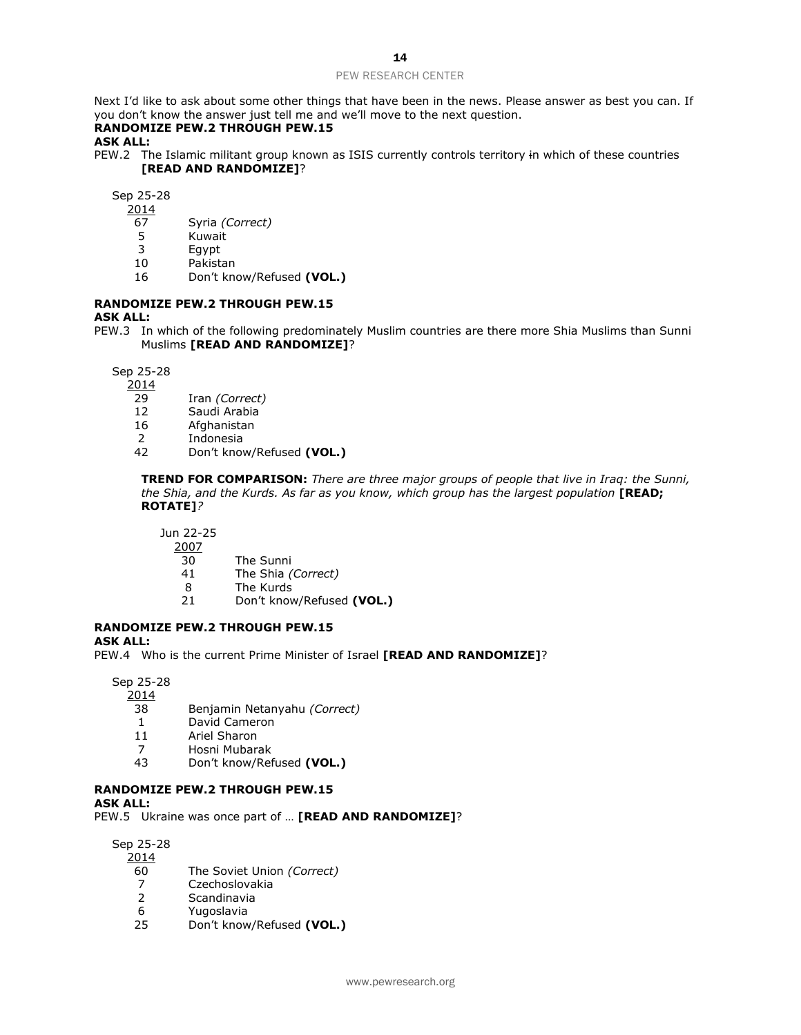Next I'd like to ask about some other things that have been in the news. Please answer as best you can. If you don't know the answer just tell me and we'll move to the next question.

**RANDOMIZE PEW.2 THROUGH PEW.15**

**ASK ALL:**

PEW.2 The Islamic militant group known as ISIS currently controls territory ~~i~~n which of these countries **[READ AND RANDOMIZE]**?

| Sep 25-28 2014 | |
|---|---|
| 67 | Syria *(Correct)* |
| 5 | Kuwait |
| 3 | Egypt |
| 10 | Pakistan |
| 16 | Don't know/Refused **(VOL.)** |

**RANDOMIZE PEW.2 THROUGH PEW.15**

**ASK ALL:**

PEW.3 In which of the following predominately Muslim countries are there more Shia Muslims than Sunni Muslims **[READ AND RANDOMIZE]**?

| Sep 25-28 2014 | |
|---|---|
| 29 | Iran *(Correct)* |
| 12 | Saudi Arabia |
| 16 | Afghanistan |
| 2 | Indonesia |
| 42 | Don't know/Refused **(VOL.)** |

**TREND FOR COMPARISON:** *There are three major groups of people that live in Iraq: the Sunni, the Shia, and the Kurds. As far as you know, which group has the largest population* **[READ; ROTATE]***?*

| Jun 22-25 2007 | |
|---|---|
| 30 | The Sunni |
| 41 | The Shia *(Correct)* |
| 8 | The Kurds |
| 21 | Don't know/Refused **(VOL.)** |

**RANDOMIZE PEW.2 THROUGH PEW.15**

**ASK ALL:**

PEW.4 Who is the current Prime Minister of Israel **[READ AND RANDOMIZE]**?

| Sep 25-28 2014 | |
|---|---|
| 38 | Benjamin Netanyahu *(Correct)* |
| 1 | David Cameron |
| 11 | Ariel Sharon |
| 7 | Hosni Mubarak |
| 43 | Don't know/Refused **(VOL.)** |

**RANDOMIZE PEW.2 THROUGH PEW.15**

**ASK ALL:**

PEW.5 Ukraine was once part of … **[READ AND RANDOMIZE]**?

| Sep 25-28 2014 | |
|---|---|
| 60 | The Soviet Union *(Correct)* |
| 7 | Czechoslovakia |
| 2 | Scandinavia |
| 6 | Yugoslavia |
| 25 | Don't know/Refused **(VOL.)** |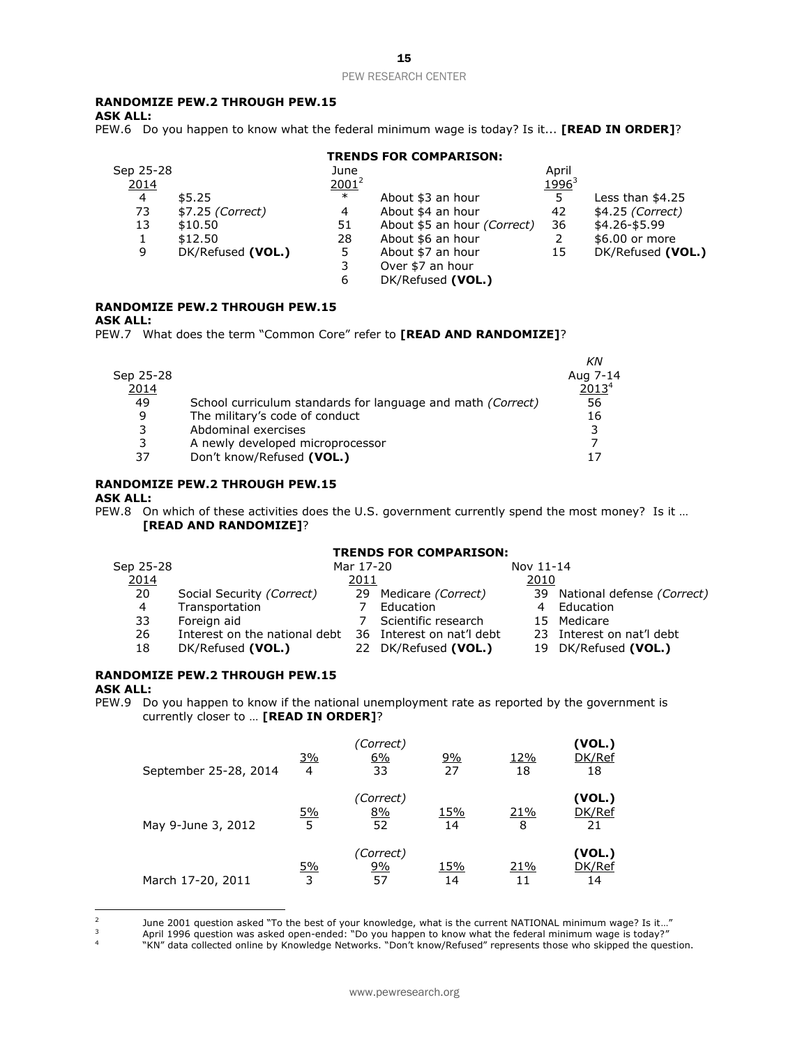**RANDOMIZE PEW.2 THROUGH PEW.15**
**ASK ALL:**
PEW.6 Do you happen to know what the federal minimum wage is today? Is it... **[READ IN ORDER]**?

**TRENDS FOR COMPARISON:**

| Sep 25-28 2014 | | June 2001[2] | | April 1996[3] | |
|---|---|---|---|---|---|
| 4 | $5.25 | * | About $3 an hour | 5 | Less than $4.25 |
| 73 | $7.25 *(Correct)* | 4 | About $4 an hour | 42 | $4.25 *(Correct)* |
| 13 | $10.50 | 51 | About $5 an hour *(Correct)* | 36 | $4.26-$5.99 |
| 1 | $12.50 | 28 | About $6 an hour | 2 | $6.00 or more |
| 9 | DK/Refused **(VOL.)** | 5 | About $7 an hour | 15 | DK/Refused **(VOL.)** |
| | | 3 | Over $7 an hour | | |
| | | 6 | DK/Refused **(VOL.)** | | |

**RANDOMIZE PEW.2 THROUGH PEW.15**
**ASK ALL:**
PEW.7 What does the term "Common Core" refer to **[READ AND RANDOMIZE]**?

| Sep 25-28 2014 | | *KN* Aug 7-14 2013[4] |
|---|---|---|
| 49 | School curriculum standards for language and math *(Correct)* | 56 |
| 9 | The military's code of conduct | 16 |
| 3 | Abdominal exercises | 3 |
| 3 | A newly developed microprocessor | 7 |
| 37 | Don't know/Refused **(VOL.)** | 17 |

**RANDOMIZE PEW.2 THROUGH PEW.15**
**ASK ALL:**
PEW.8 On which of these activities does the U.S. government currently spend the most money? Is it … **[READ AND RANDOMIZE]**?

**TRENDS FOR COMPARISON:**

| Sep 25-28 2014 | | Mar 17-20 2011 | | Nov 11-14 2010 | |
|---|---|---|---|---|---|
| 20 | Social Security *(Correct)* | 29 | Medicare *(Correct)* | 39 | National defense *(Correct)* |
| 4 | Transportation | 7 | Education | 4 | Education |
| 33 | Foreign aid | 7 | Scientific research | 15 | Medicare |
| 26 | Interest on the national debt | 36 | Interest on nat'l debt | 23 | Interest on nat'l debt |
| 18 | DK/Refused **(VOL.)** | 22 | DK/Refused **(VOL.)** | 19 | DK/Refused **(VOL.)** |

**RANDOMIZE PEW.2 THROUGH PEW.15**
**ASK ALL:**
PEW.9 Do you happen to know if the national unemployment rate as reported by the government is currently closer to … **[READ IN ORDER]**?

| | 3% | 6% *(Correct)* | 9% | 12% | **(VOL.)** DK/Ref |
|---|---|---|---|---|---|
| September 25-28, 2014 | 4 | 33 | 27 | 18 | 18 |

| | 5% | 8% *(Correct)* | 15% | 21% | **(VOL.)** DK/Ref |
|---|---|---|---|---|---|
| May 9-June 3, 2012 | 5 | 52 | 14 | 8 | 21 |

| | 5% | 9% *(Correct)* | 15% | 21% | **(VOL.)** DK/Ref |
|---|---|---|---|---|---|
| March 17-20, 2011 | 3 | 57 | 14 | 11 | 14 |

---

[2] June 2001 question asked "To the best of your knowledge, what is the current NATIONAL minimum wage? Is it…"

[3] April 1996 question was asked open-ended: "Do you happen to know what the federal minimum wage is today?"

[4] "KN" data collected online by Knowledge Networks. "Don't know/Refused" represents those who skipped the question.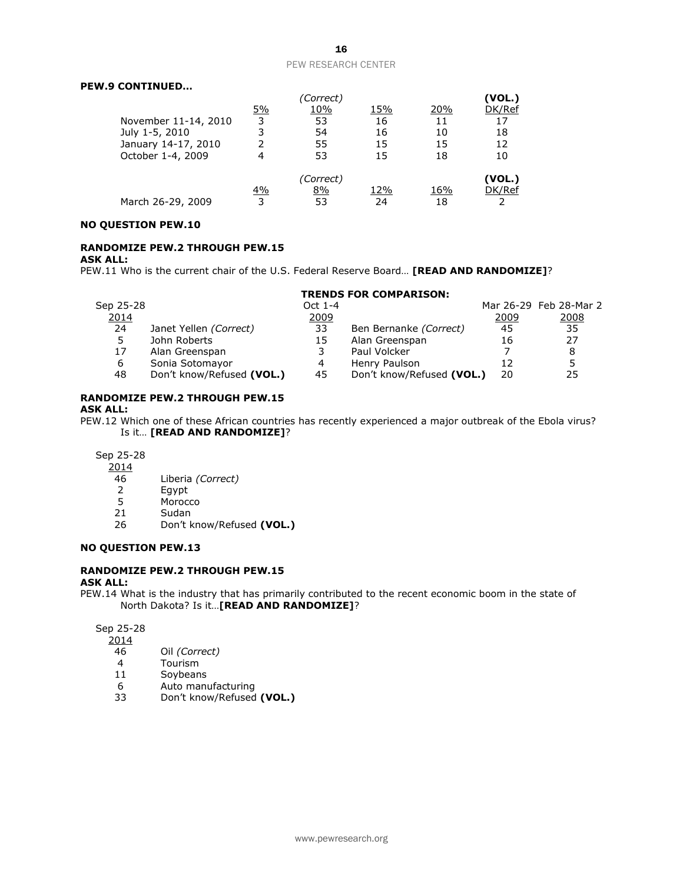**PEW.9 CONTINUED…**

| | 5% | (Correct) 10% | 15% | 20% | (VOL.) DK/Ref |
|---|---|---|---|---|---|
| November 11-14, 2010 | 3 | 53 | 16 | 11 | 17 |
| July 1-5, 2010 | 3 | 54 | 16 | 10 | 18 |
| January 14-17, 2010 | 2 | 55 | 15 | 15 | 12 |
| October 1-4, 2009 | 4 | 53 | 15 | 18 | 10 |

| | 4% | (Correct) 8% | 12% | 16% | (VOL.) DK/Ref |
|---|---|---|---|---|---|
| March 26-29, 2009 | 3 | 53 | 24 | 18 | 2 |

**NO QUESTION PEW.10**

**RANDOMIZE PEW.2 THROUGH PEW.15**
**ASK ALL:**
PEW.11 Who is the current chair of the U.S. Federal Reserve Board… **[READ AND RANDOMIZE]**?

| Sep 25-28 2014 | | **TRENDS FOR COMPARISON:** Oct 1-4 2009 | | Mar 26-29 2009 | Feb 28-Mar 2 2008 |
|---|---|---|---|---|---|
| 24 | Janet Yellen *(Correct)* | 33 | Ben Bernanke *(Correct)* | 45 | 35 |
| 5 | John Roberts | 15 | Alan Greenspan | 16 | 27 |
| 17 | Alan Greenspan | 3 | Paul Volcker | 7 | 8 |
| 6 | Sonia Sotomayor | 4 | Henry Paulson | 12 | 5 |
| 48 | Don't know/Refused **(VOL.)** | 45 | Don't know/Refused **(VOL.)** | 20 | 25 |

**RANDOMIZE PEW.2 THROUGH PEW.15**
**ASK ALL:**
PEW.12 Which one of these African countries has recently experienced a major outbreak of the Ebola virus? Is it… **[READ AND RANDOMIZE]**?

| Sep 25-28 2014 | |
|---|---|
| 46 | Liberia *(Correct)* |
| 2 | Egypt |
| 5 | Morocco |
| 21 | Sudan |
| 26 | Don't know/Refused **(VOL.)** |

**NO QUESTION PEW.13**

**RANDOMIZE PEW.2 THROUGH PEW.15**
**ASK ALL:**
PEW.14 What is the industry that has primarily contributed to the recent economic boom in the state of North Dakota? Is it…**[READ AND RANDOMIZE]**?

| Sep 25-28 2014 | |
|---|---|
| 46 | Oil *(Correct)* |
| 4 | Tourism |
| 11 | Soybeans |
| 6 | Auto manufacturing |
| 33 | Don't know/Refused **(VOL.)** |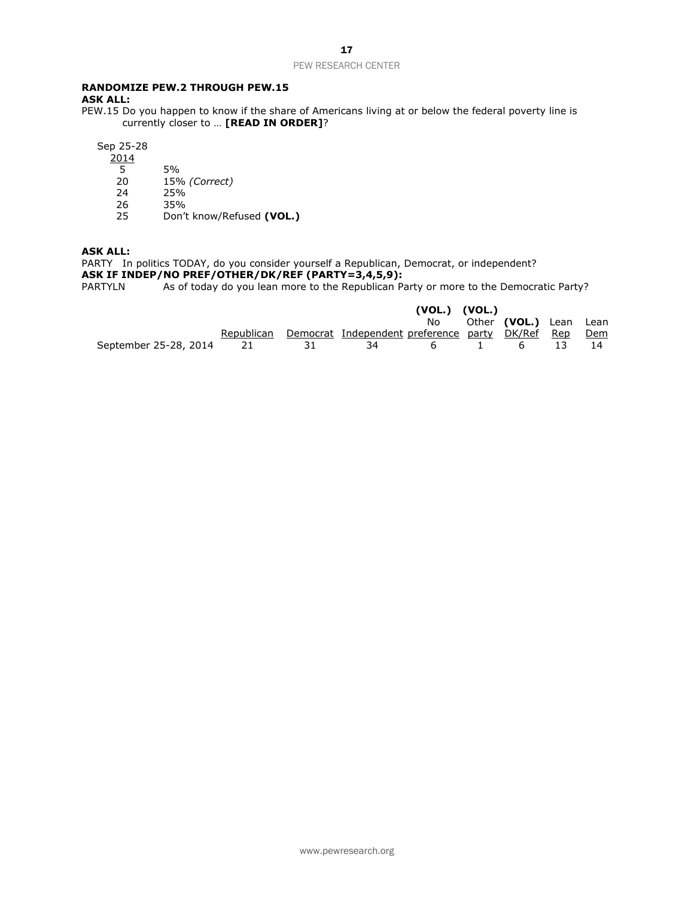**RANDOMIZE PEW.2 THROUGH PEW.15**

**ASK ALL:**

PEW.15 Do you happen to know if the share of Americans living at or below the federal poverty line is currently closer to … **[READ IN ORDER]**?

| Sep 25-28 2014 | |
|---|---|
| 5 | 5% |
| 20 | 15% *(Correct)* |
| 24 | 25% |
| 26 | 35% |
| 25 | Don't know/Refused **(VOL.)** |

**ASK ALL:**

PARTY In politics TODAY, do you consider yourself a Republican, Democrat, or independent?

**ASK IF INDEP/NO PREF/OTHER/DK/REF (PARTY=3,4,5,9):**

PARTYLN As of today do you lean more to the Republican Party or more to the Democratic Party?

| | Republican | Democrat | Independent | (VOL.) No preference | (VOL.) Other party | **(VOL.)** DK/Ref | Lean Rep | Lean Dem |
|---|---|---|---|---|---|---|---|---|
| September 25-28, 2014 | 21 | 31 | 34 | 6 | 1 | 6 | 13 | 14 |